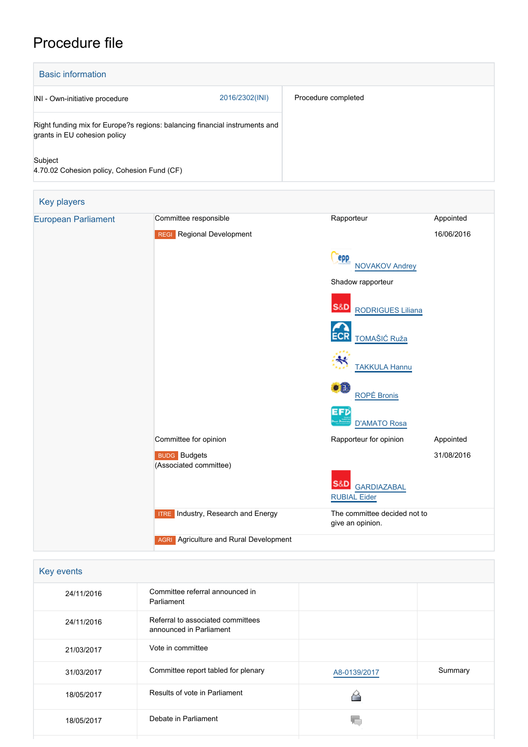# Procedure file

## Basic information

| | | |
|---|---|---|
| INI - Own-initiative procedure | 2016/2302(INI) | Procedure completed |
| Right funding mix for Europe?s regions: balancing financial instruments and grants in EU cohesion policy | | |
| Subject<br>4.70.02 Cohesion policy, Cohesion Fund (CF) | | |

## Key players

| | | | |
|---|---|---|---|
| European Parliament | Committee responsible | Rapporteur | Appointed |
| | REGI Regional Development | | 16/06/2016 |
| | | NOVAKOV Andrey | |
| | | Shadow rapporteur | |
| | | RODRIGUES Liliana | |
| | | TOMAŠIĆ Ruža | |
| | | TAKKULA Hannu | |
| | | ROPĖ Bronis | |
| | | D'AMATO Rosa | |
| | Committee for opinion | Rapporteur for opinion | Appointed |
| | BUDG Budgets (Associated committee) | | 31/08/2016 |
| | | GARDIAZABAL RUBIAL Eider | |
| | ITRE Industry, Research and Energy | The committee decided not to give an opinion. | |
| | AGRI Agriculture and Rural Development | | |

## Key events

| | | | |
|---|---|---|---|
| 24/11/2016 | Committee referral announced in Parliament | | |
| 24/11/2016 | Referral to associated committees announced in Parliament | | |
| 21/03/2017 | Vote in committee | | |
| 31/03/2017 | Committee report tabled for plenary | A8-0139/2017 | Summary |
| 18/05/2017 | Results of vote in Parliament | | |
| 18/05/2017 | Debate in Parliament | | |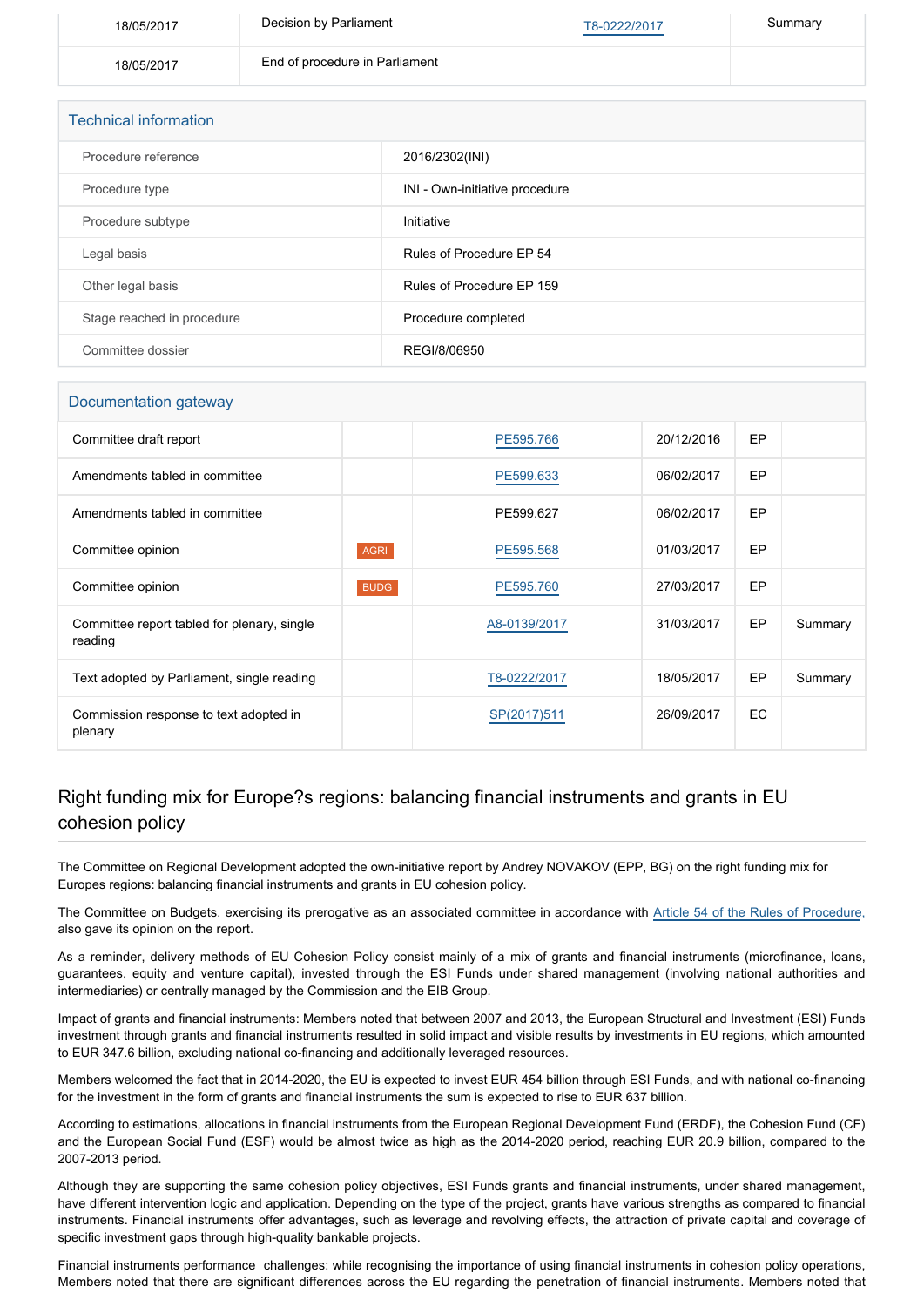| 18/05/2017 | Decision by Parliament | T8-0222/2017 | Summary |
| --- | --- | --- | --- |
| 18/05/2017 | End of procedure in Parliament | | |

## Technical information

| Procedure reference | 2016/2302(INI) |
| --- | --- |
| Procedure type | INI - Own-initiative procedure |
| Procedure subtype | Initiative |
| Legal basis | Rules of Procedure EP 54 |
| Other legal basis | Rules of Procedure EP 159 |
| Stage reached in procedure | Procedure completed |
| Committee dossier | REGI/8/06950 |

## Documentation gateway

| | | | | | |
| --- | --- | --- | --- | --- | --- |
| Committee draft report | | PE595.766 | 20/12/2016 | EP | |
| Amendments tabled in committee | | PE599.633 | 06/02/2017 | EP | |
| Amendments tabled in committee | | PE599.627 | 06/02/2017 | EP | |
| Committee opinion | AGRI | PE595.568 | 01/03/2017 | EP | |
| Committee opinion | BUDG | PE595.760 | 27/03/2017 | EP | |
| Committee report tabled for plenary, single reading | | A8-0139/2017 | 31/03/2017 | EP | Summary |
| Text adopted by Parliament, single reading | | T8-0222/2017 | 18/05/2017 | EP | Summary |
| Commission response to text adopted in plenary | | SP(2017)511 | 26/09/2017 | EC | |

## Right funding mix for Europe?s regions: balancing financial instruments and grants in EU cohesion policy

The Committee on Regional Development adopted the own-initiative report by Andrey NOVAKOV (EPP, BG) on the right funding mix for Europes regions: balancing financial instruments and grants in EU cohesion policy.

The Committee on Budgets, exercising its prerogative as an associated committee in accordance with Article 54 of the Rules of Procedure, also gave its opinion on the report.

As a reminder, delivery methods of EU Cohesion Policy consist mainly of a mix of grants and financial instruments (microfinance, loans, guarantees, equity and venture capital), invested through the ESI Funds under shared management (involving national authorities and intermediaries) or centrally managed by the Commission and the EIB Group.

Impact of grants and financial instruments: Members noted that between 2007 and 2013, the European Structural and Investment (ESI) Funds investment through grants and financial instruments resulted in solid impact and visible results by investments in EU regions, which amounted to EUR 347.6 billion, excluding national co-financing and additionally leveraged resources.

Members welcomed the fact that in 2014-2020, the EU is expected to invest EUR 454 billion through ESI Funds, and with national co-financing for the investment in the form of grants and financial instruments the sum is expected to rise to EUR 637 billion.

According to estimations, allocations in financial instruments from the European Regional Development Fund (ERDF), the Cohesion Fund (CF) and the European Social Fund (ESF) would be almost twice as high as the 2014-2020 period, reaching EUR 20.9 billion, compared to the 2007-2013 period.

Although they are supporting the same cohesion policy objectives, ESI Funds grants and financial instruments, under shared management, have different intervention logic and application. Depending on the type of the project, grants have various strengths as compared to financial instruments. Financial instruments offer advantages, such as leverage and revolving effects, the attraction of private capital and coverage of specific investment gaps through high-quality bankable projects.

Financial instruments performance challenges: while recognising the importance of using financial instruments in cohesion policy operations, Members noted that there are significant differences across the EU regarding the penetration of financial instruments. Members noted that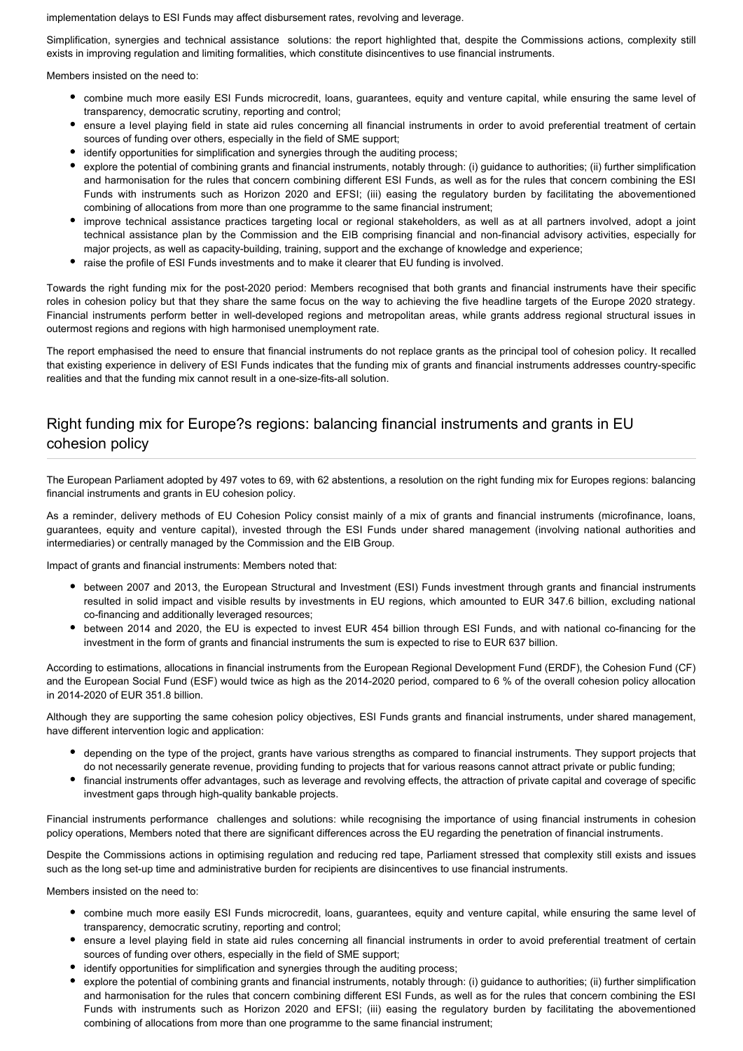implementation delays to ESI Funds may affect disbursement rates, revolving and leverage.

Simplification, synergies and technical assistance solutions: the report highlighted that, despite the Commissions actions, complexity still exists in improving regulation and limiting formalities, which constitute disincentives to use financial instruments.

Members insisted on the need to:

- combine much more easily ESI Funds microcredit, loans, guarantees, equity and venture capital, while ensuring the same level of transparency, democratic scrutiny, reporting and control;
- ensure a level playing field in state aid rules concerning all financial instruments in order to avoid preferential treatment of certain sources of funding over others, especially in the field of SME support;
- identify opportunities for simplification and synergies through the auditing process;
- explore the potential of combining grants and financial instruments, notably through: (i) guidance to authorities; (ii) further simplification and harmonisation for the rules that concern combining different ESI Funds, as well as for the rules that concern combining the ESI Funds with instruments such as Horizon 2020 and EFSI; (iii) easing the regulatory burden by facilitating the abovementioned combining of allocations from more than one programme to the same financial instrument;
- improve technical assistance practices targeting local or regional stakeholders, as well as at all partners involved, adopt a joint technical assistance plan by the Commission and the EIB comprising financial and non-financial advisory activities, especially for major projects, as well as capacity-building, training, support and the exchange of knowledge and experience;
- raise the profile of ESI Funds investments and to make it clearer that EU funding is involved.

Towards the right funding mix for the post-2020 period: Members recognised that both grants and financial instruments have their specific roles in cohesion policy but that they share the same focus on the way to achieving the five headline targets of the Europe 2020 strategy. Financial instruments perform better in well-developed regions and metropolitan areas, while grants address regional structural issues in outermost regions and regions with high harmonised unemployment rate.

The report emphasised the need to ensure that financial instruments do not replace grants as the principal tool of cohesion policy. It recalled that existing experience in delivery of ESI Funds indicates that the funding mix of grants and financial instruments addresses country-specific realities and that the funding mix cannot result in a one-size-fits-all solution.

## Right funding mix for Europe?s regions: balancing financial instruments and grants in EU cohesion policy

The European Parliament adopted by 497 votes to 69, with 62 abstentions, a resolution on the right funding mix for Europes regions: balancing financial instruments and grants in EU cohesion policy.

As a reminder, delivery methods of EU Cohesion Policy consist mainly of a mix of grants and financial instruments (microfinance, loans, guarantees, equity and venture capital), invested through the ESI Funds under shared management (involving national authorities and intermediaries) or centrally managed by the Commission and the EIB Group.

Impact of grants and financial instruments: Members noted that:

- between 2007 and 2013, the European Structural and Investment (ESI) Funds investment through grants and financial instruments resulted in solid impact and visible results by investments in EU regions, which amounted to EUR 347.6 billion, excluding national co-financing and additionally leveraged resources;
- between 2014 and 2020, the EU is expected to invest EUR 454 billion through ESI Funds, and with national co-financing for the investment in the form of grants and financial instruments the sum is expected to rise to EUR 637 billion.

According to estimations, allocations in financial instruments from the European Regional Development Fund (ERDF), the Cohesion Fund (CF) and the European Social Fund (ESF) would twice as high as the 2014-2020 period, compared to 6 % of the overall cohesion policy allocation in 2014-2020 of EUR 351.8 billion.

Although they are supporting the same cohesion policy objectives, ESI Funds grants and financial instruments, under shared management, have different intervention logic and application:

- depending on the type of the project, grants have various strengths as compared to financial instruments. They support projects that do not necessarily generate revenue, providing funding to projects that for various reasons cannot attract private or public funding;
- financial instruments offer advantages, such as leverage and revolving effects, the attraction of private capital and coverage of specific investment gaps through high-quality bankable projects.

Financial instruments performance challenges and solutions: while recognising the importance of using financial instruments in cohesion policy operations, Members noted that there are significant differences across the EU regarding the penetration of financial instruments.

Despite the Commissions actions in optimising regulation and reducing red tape, Parliament stressed that complexity still exists and issues such as the long set-up time and administrative burden for recipients are disincentives to use financial instruments.

Members insisted on the need to:

- combine much more easily ESI Funds microcredit, loans, guarantees, equity and venture capital, while ensuring the same level of transparency, democratic scrutiny, reporting and control;
- ensure a level playing field in state aid rules concerning all financial instruments in order to avoid preferential treatment of certain sources of funding over others, especially in the field of SME support;
- identify opportunities for simplification and synergies through the auditing process;
- explore the potential of combining grants and financial instruments, notably through: (i) guidance to authorities; (ii) further simplification and harmonisation for the rules that concern combining different ESI Funds, as well as for the rules that concern combining the ESI Funds with instruments such as Horizon 2020 and EFSI; (iii) easing the regulatory burden by facilitating the abovementioned combining of allocations from more than one programme to the same financial instrument;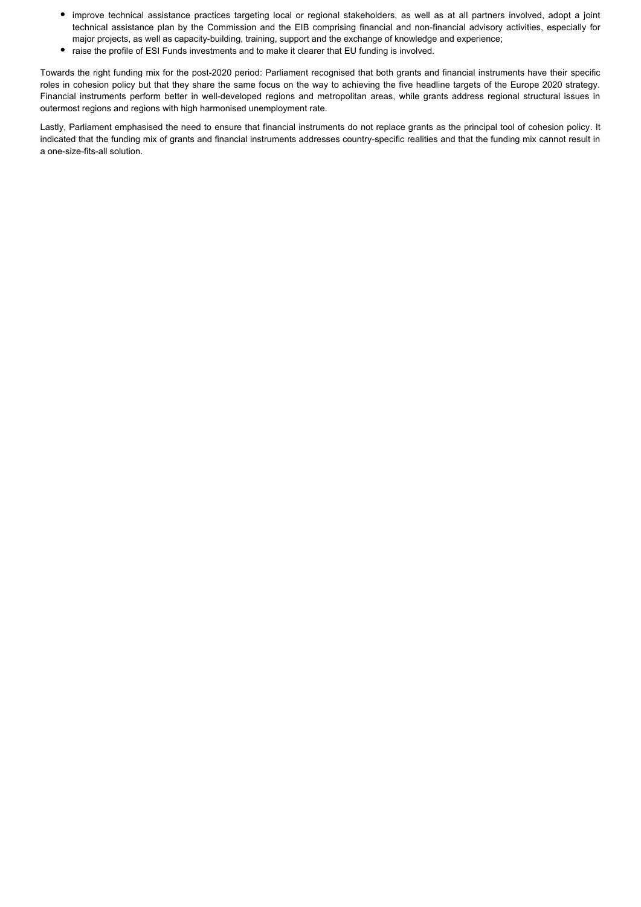- improve technical assistance practices targeting local or regional stakeholders, as well as at all partners involved, adopt a joint technical assistance plan by the Commission and the EIB comprising financial and non-financial advisory activities, especially for major projects, as well as capacity-building, training, support and the exchange of knowledge and experience;
- raise the profile of ESI Funds investments and to make it clearer that EU funding is involved.

Towards the right funding mix for the post-2020 period: Parliament recognised that both grants and financial instruments have their specific roles in cohesion policy but that they share the same focus on the way to achieving the five headline targets of the Europe 2020 strategy. Financial instruments perform better in well-developed regions and metropolitan areas, while grants address regional structural issues in outermost regions and regions with high harmonised unemployment rate.

Lastly, Parliament emphasised the need to ensure that financial instruments do not replace grants as the principal tool of cohesion policy. It indicated that the funding mix of grants and financial instruments addresses country-specific realities and that the funding mix cannot result in a one-size-fits-all solution.